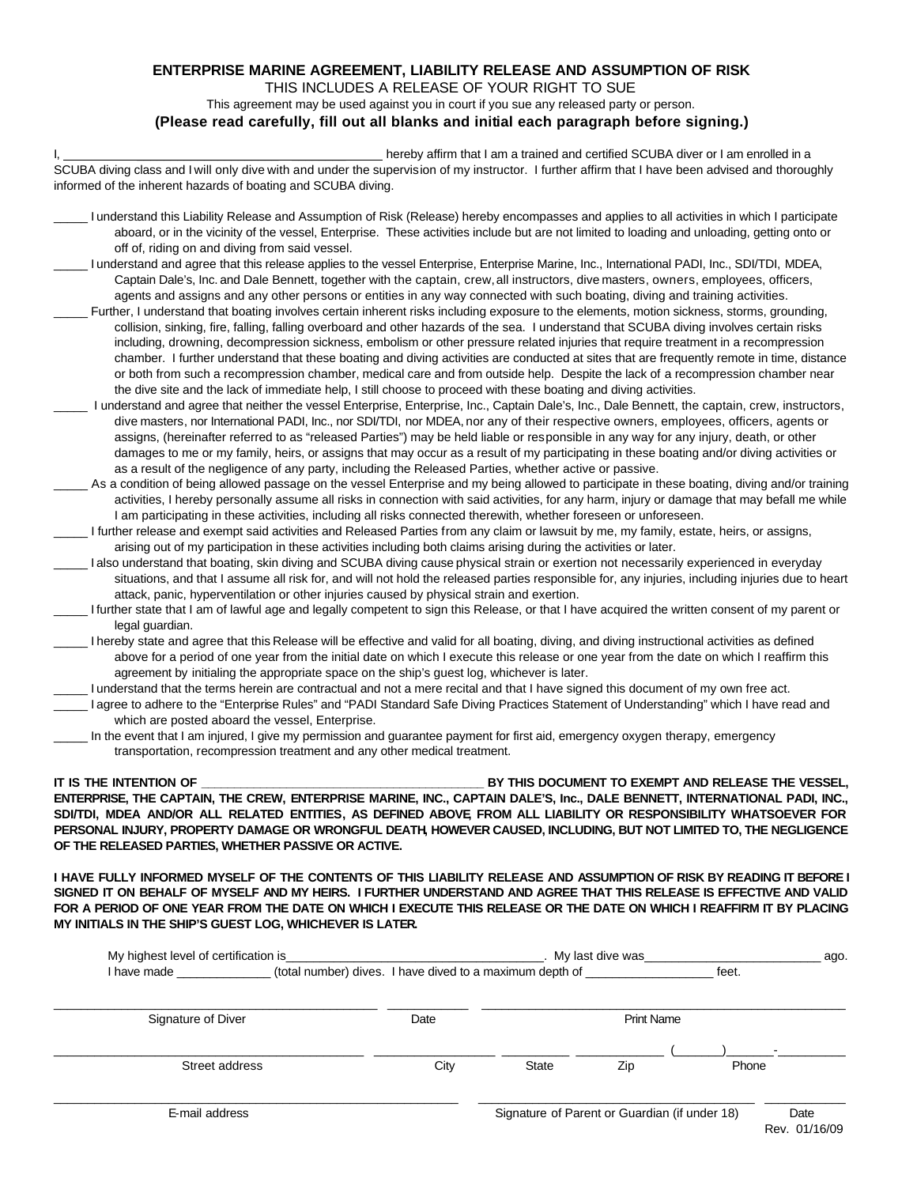# ENTERPRISE MARINE AGREEMENT, LIABILITY RELEASE AND ASSUMPTION OF RISK

THIS INCLUDES A RELEASE OF YOUR RIGHT TO SUE

This agreement may be used against you in court if you sue any released party or person.

**(Please read carefully, fill out all blanks and initial each paragraph before signing.)**

I, _______________________________________________ hereby affirm that I am a trained and certified SCUBA diver or I am enrolled in a SCUBA diving class and I will only dive with and under the supervision of my instructor. I further affirm that I have been advised and thoroughly informed of the inherent hazards of boating and SCUBA diving.

_____ I understand this Liability Release and Assumption of Risk (Release) hereby encompasses and applies to all activities in which I participate aboard, or in the vicinity of the vessel, Enterprise. These activities include but are not limited to loading and unloading, getting onto or off of, riding on and diving from said vessel.

_____ I understand and agree that this release applies to the vessel Enterprise, Enterprise Marine, Inc., International PADI, Inc., SDI/TDI, MDEA, Captain Dale's, Inc. and Dale Bennett, together with the captain, crew, all instructors, dive masters, owners, employees, officers, agents and assigns and any other persons or entities in any way connected with such boating, diving and training activities.

_____ Further, I understand that boating involves certain inherent risks including exposure to the elements, motion sickness, storms, grounding, collision, sinking, fire, falling, falling overboard and other hazards of the sea. I understand that SCUBA diving involves certain risks including, drowning, decompression sickness, embolism or other pressure related injuries that require treatment in a recompression chamber. I further understand that these boating and diving activities are conducted at sites that are frequently remote in time, distance or both from such a recompression chamber, medical care and from outside help. Despite the lack of a recompression chamber near the dive site and the lack of immediate help, I still choose to proceed with these boating and diving activities.

_____ I understand and agree that neither the vessel Enterprise, Enterprise, Inc., Captain Dale's, Inc., Dale Bennett, the captain, crew, instructors, dive masters, nor International PADI, Inc., nor SDI/TDI, nor MDEA, nor any of their respective owners, employees, officers, agents or assigns, (hereinafter referred to as "released Parties") may be held liable or responsible in any way for any injury, death, or other damages to me or my family, heirs, or assigns that may occur as a result of my participating in these boating and/or diving activities or as a result of the negligence of any party, including the Released Parties, whether active or passive.

_____ As a condition of being allowed passage on the vessel Enterprise and my being allowed to participate in these boating, diving and/or training activities, I hereby personally assume all risks in connection with said activities, for any harm, injury or damage that may befall me while I am participating in these activities, including all risks connected therewith, whether foreseen or unforeseen.

_____ I further release and exempt said activities and Released Parties from any claim or lawsuit by me, my family, estate, heirs, or assigns, arising out of my participation in these activities including both claims arising during the activities or later.

_____ I also understand that boating, skin diving and SCUBA diving cause physical strain or exertion not necessarily experienced in everyday situations, and that I assume all risk for, and will not hold the released parties responsible for, any injuries, including injuries due to heart attack, panic, hyperventilation or other injuries caused by physical strain and exertion.

_____ I further state that I am of lawful age and legally competent to sign this Release, or that I have acquired the written consent of my parent or legal guardian.

_____ I hereby state and agree that this Release will be effective and valid for all boating, diving, and diving instructional activities as defined above for a period of one year from the initial date on which I execute this release or one year from the date on which I reaffirm this agreement by initialing the appropriate space on the ship's guest log, whichever is later.

_____ I understand that the terms herein are contractual and not a mere recital and that I have signed this document of my own free act.

_____ I agree to adhere to the "Enterprise Rules" and "PADI Standard Safe Diving Practices Statement of Understanding" which I have read and which are posted aboard the vessel, Enterprise.

_____ In the event that I am injured, I give my permission and guarantee payment for first aid, emergency oxygen therapy, emergency transportation, recompression treatment and any other medical treatment.

**IT IS THE INTENTION OF _________________________________________ BY THIS DOCUMENT TO EXEMPT AND RELEASE THE VESSEL, ENTERPRISE, THE CAPTAIN, THE CREW, ENTERPRISE MARINE, INC., CAPTAIN DALE'S, Inc., DALE BENNETT, INTERNATIONAL PADI, INC., SDI/TDI, MDEA AND/OR ALL RELATED ENTITIES, AS DEFINED ABOVE, FROM ALL LIABILITY OR RESPONSIBILITY WHATSOEVER FOR PERSONAL INJURY, PROPERTY DAMAGE OR WRONGFUL DEATH, HOWEVER CAUSED, INCLUDING, BUT NOT LIMITED TO, THE NEGLIGENCE OF THE RELEASED PARTIES, WHETHER PASSIVE OR ACTIVE.**

**I HAVE FULLY INFORMED MYSELF OF THE CONTENTS OF THIS LIABILITY RELEASE AND ASSUMPTION OF RISK BY READING IT BEFORE I SIGNED IT ON BEHALF OF MYSELF AND MY HEIRS. I FURTHER UNDERSTAND AND AGREE THAT THIS RELEASE IS EFFECTIVE AND VALID FOR A PERIOD OF ONE YEAR FROM THE DATE ON WHICH I EXECUTE THIS RELEASE OR THE DATE ON WHICH I REAFFIRM IT BY PLACING MY INITIALS IN THE SHIP'S GUEST LOG, WHICHEVER IS LATER.**

My highest level of certification is_____________________________________. My last dive was__________________________ ago.
I have made ______________ (total number) dives. I have dived to a maximum depth of __________________ feet.

_______________________________________________ ____________ ____________________________________________________
Signature of Diver Date Print Name

______________________________________________ _________________ __________ _____________ (_______)_______-__________
Street address City State Zip Phone

_____________________________________________________________ ________________________________________ ____________
E-mail address Signature of Parent or Guardian (if under 18) Date

Rev. 01/16/09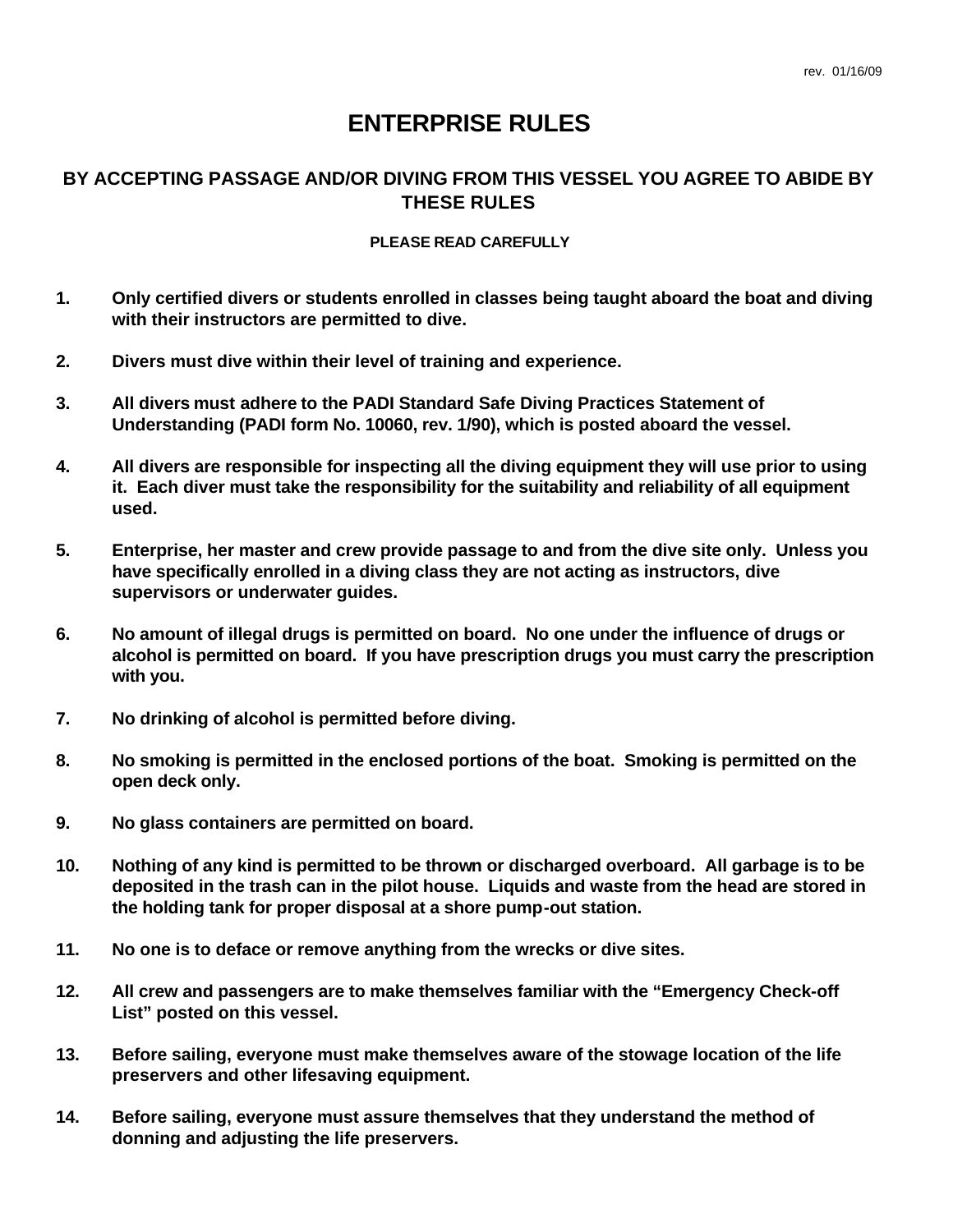rev. 01/16/09

# ENTERPRISE RULES

## BY ACCEPTING PASSAGE AND/OR DIVING FROM THIS VESSEL YOU AGREE TO ABIDE BY THESE RULES

**PLEASE READ CAREFULLY**

1. **Only certified divers or students enrolled in classes being taught aboard the boat and diving with their instructors are permitted to dive.**

2. **Divers must dive within their level of training and experience.**

3. **All divers must adhere to the PADI Standard Safe Diving Practices Statement of Understanding (PADI form No. 10060, rev. 1/90), which is posted aboard the vessel.**

4. **All divers are responsible for inspecting all the diving equipment they will use prior to using it. Each diver must take the responsibility for the suitability and reliability of all equipment used.**

5. **Enterprise, her master and crew provide passage to and from the dive site only. Unless you have specifically enrolled in a diving class they are not acting as instructors, dive supervisors or underwater guides.**

6. **No amount of illegal drugs is permitted on board. No one under the influence of drugs or alcohol is permitted on board. If you have prescription drugs you must carry the prescription with you.**

7. **No drinking of alcohol is permitted before diving.**

8. **No smoking is permitted in the enclosed portions of the boat. Smoking is permitted on the open deck only.**

9. **No glass containers are permitted on board.**

10. **Nothing of any kind is permitted to be thrown or discharged overboard. All garbage is to be deposited in the trash can in the pilot house. Liquids and waste from the head are stored in the holding tank for proper disposal at a shore pump-out station.**

11. **No one is to deface or remove anything from the wrecks or dive sites.**

12. **All crew and passengers are to make themselves familiar with the "Emergency Check-off List" posted on this vessel.**

13. **Before sailing, everyone must make themselves aware of the stowage location of the life preservers and other lifesaving equipment.**

14. **Before sailing, everyone must assure themselves that they understand the method of donning and adjusting the life preservers.**